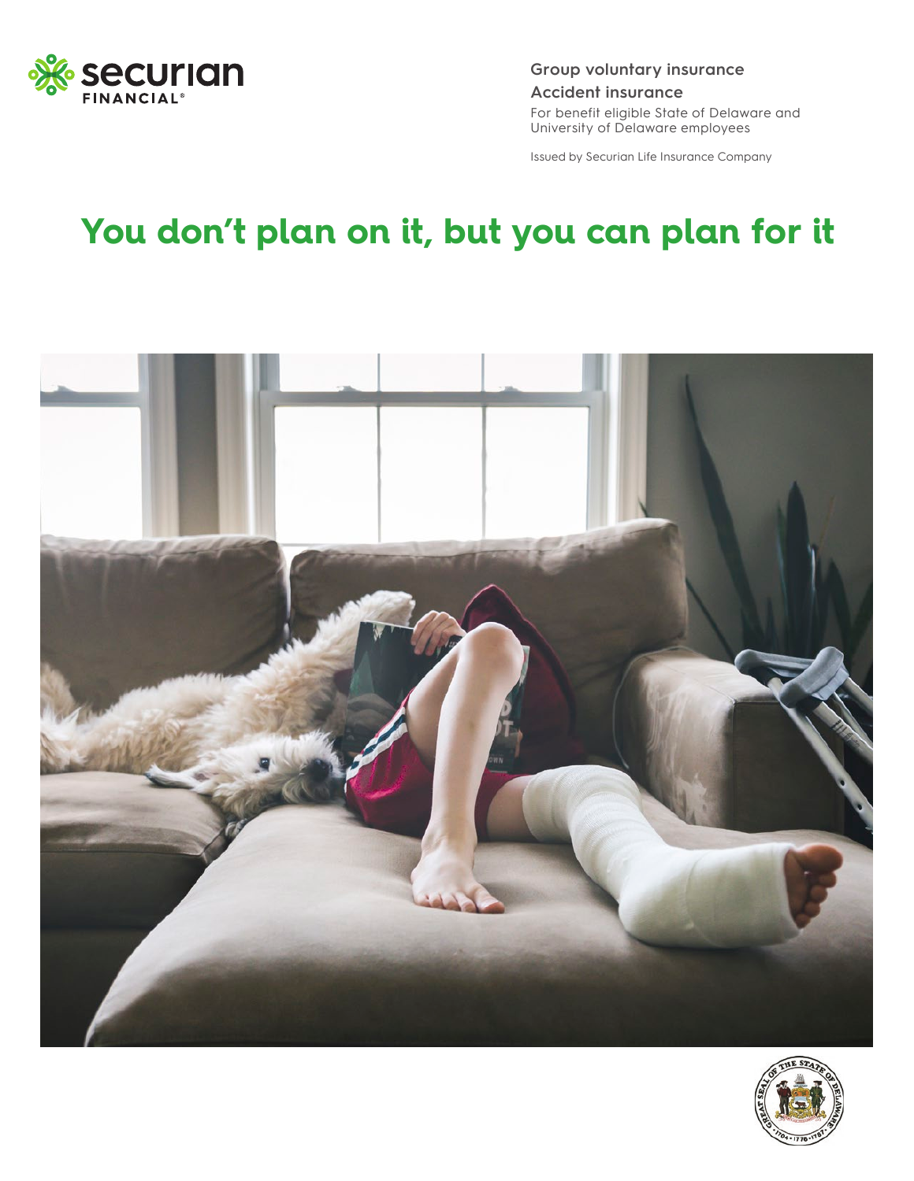Group voluntary insurance

Accident insurance

For benefit eligible State of Delaware and University of Delaware employees

Issued by Securian Life Insurance Company

# You don't plan on it, but you can plan for it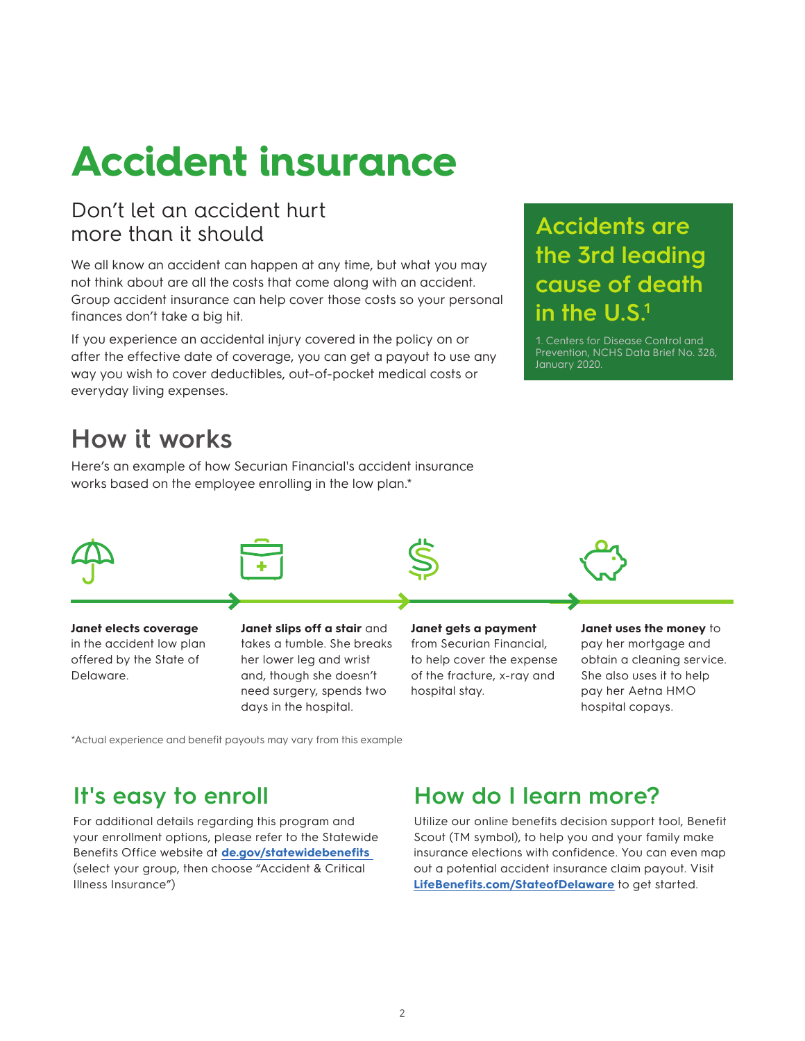# Accident insurance

## Don't let an accident hurt more than it should

We all know an accident can happen at any time, but what you may not think about are all the costs that come along with an accident. Group accident insurance can help cover those costs so your personal finances don't take a big hit.

If you experience an accidental injury covered in the policy on or after the effective date of coverage, you can get a payout to use any way you wish to cover deductibles, out-of-pocket medical costs or everyday living expenses.

**Accidents are the 3rd leading cause of death in the U.S.[1]**

1. Centers for Disease Control and Prevention, NCHS Data Brief No. 328, January 2020.

## How it works

Here's an example of how Securian Financial's accident insurance works based on the employee enrolling in the low plan.*

**Janet elects coverage** in the accident low plan offered by the State of Delaware.

**Janet slips off a stair** and takes a tumble. She breaks her lower leg and wrist and, though she doesn't need surgery, spends two days in the hospital.

**Janet gets a payment** from Securian Financial, to help cover the expense of the fracture, x-ray and hospital stay.

**Janet uses the money** to pay her mortgage and obtain a cleaning service. She also uses it to help pay her Aetna HMO hospital copays.

*Actual experience and benefit payouts may vary from this example

## It's easy to enroll

For additional details regarding this program and your enrollment options, please refer to the Statewide Benefits Office website at **de.gov/statewidebenefits** (select your group, then choose "Accident & Critical Illness Insurance")

## How do I learn more?

Utilize our online benefits decision support tool, Benefit Scout (TM symbol), to help you and your family make insurance elections with confidence. You can even map out a potential accident insurance claim payout. Visit **LifeBenefits.com/StateofDelaware** to get started.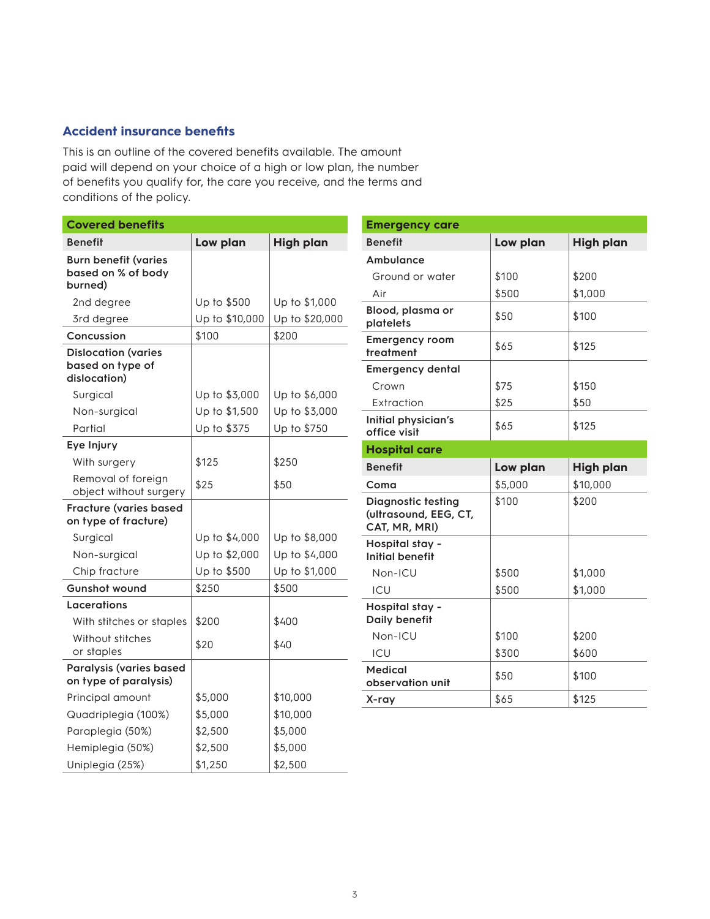## Accident insurance benefits

This is an outline of the covered benefits available. The amount paid will depend on your choice of a high or low plan, the number of benefits you qualify for, the care you receive, and the terms and conditions of the policy.

| Covered benefits | | |
|---|---|---|
| **Benefit** | **Low plan** | **High plan** |
| **Burn benefit (varies based on % of body burned)** | | |
| 2nd degree | Up to $500 | Up to $1,000 |
| 3rd degree | Up to $10,000 | Up to $20,000 |
| **Concussion** | $100 | $200 |
| **Dislocation (varies based on type of dislocation)** | | |
| Surgical | Up to $3,000 | Up to $6,000 |
| Non-surgical | Up to $1,500 | Up to $3,000 |
| Partial | Up to $375 | Up to $750 |
| **Eye Injury** | | |
| With surgery | $125 | $250 |
| Removal of foreign object without surgery | $25 | $50 |
| **Fracture (varies based on type of fracture)** | | |
| Surgical | Up to $4,000 | Up to $8,000 |
| Non-surgical | Up to $2,000 | Up to $4,000 |
| Chip fracture | Up to $500 | Up to $1,000 |
| **Gunshot wound** | $250 | $500 |
| **Lacerations** | | |
| With stitches or staples | $200 | $400 |
| Without stitches or staples | $20 | $40 |
| **Paralysis (varies based on type of paralysis)** | | |
| Principal amount | $5,000 | $10,000 |
| Quadriplegia (100%) | $5,000 | $10,000 |
| Paraplegia (50%) | $2,500 | $5,000 |
| Hemiplegia (50%) | $2,500 | $5,000 |
| Uniplegia (25%) | $1,250 | $2,500 |

| Emergency care | | |
|---|---|---|
| **Benefit** | **Low plan** | **High plan** |
| **Ambulance** | | |
| Ground or water | $100 | $200 |
| Air | $500 | $1,000 |
| **Blood, plasma or platelets** | $50 | $100 |
| **Emergency room treatment** | $65 | $125 |
| **Emergency dental** | | |
| Crown | $75 | $150 |
| Extraction | $25 | $50 |
| **Initial physician's office visit** | $65 | $125 |

| Hospital care | | |
|---|---|---|
| **Benefit** | **Low plan** | **High plan** |
| **Coma** | $5,000 | $10,000 |
| **Diagnostic testing (ultrasound, EEG, CT, CAT, MR, MRI)** | $100 | $200 |
| **Hospital stay - Initial benefit** | | |
| Non-ICU | $500 | $1,000 |
| ICU | $500 | $1,000 |
| **Hospital stay - Daily benefit** | | |
| Non-ICU | $100 | $200 |
| ICU | $300 | $600 |
| **Medical observation unit** | $50 | $100 |
| **X-ray** | $65 | $125 |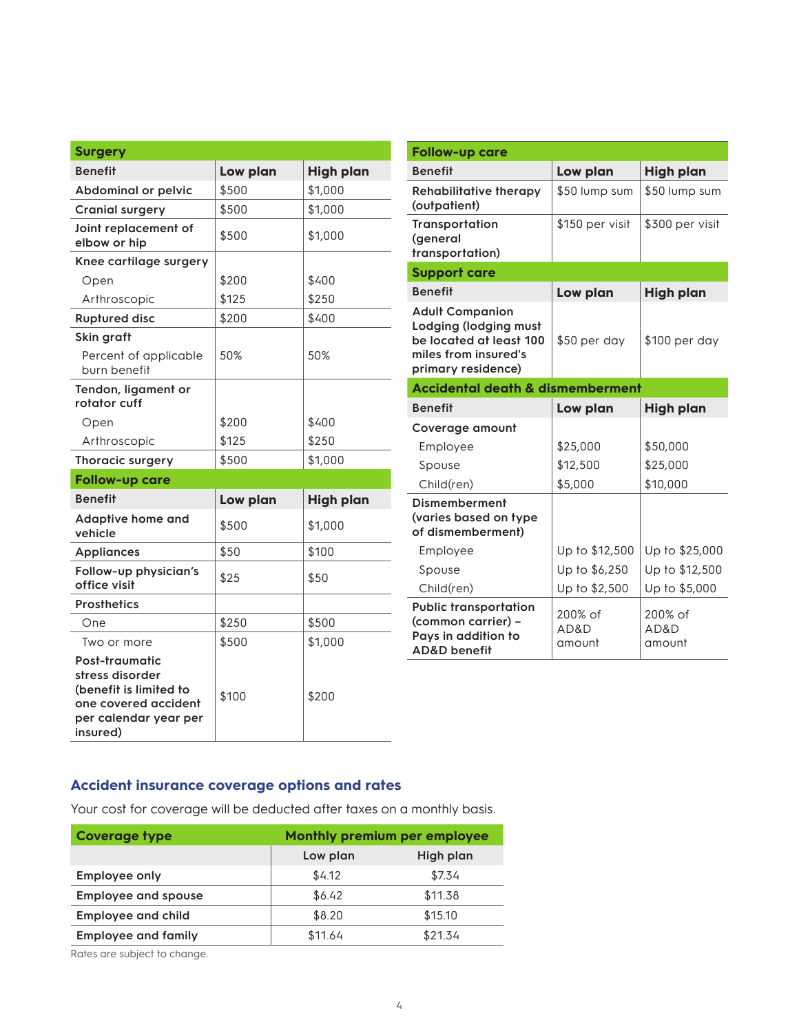| Surgery | | |
|---|---|---|
| **Benefit** | **Low plan** | **High plan** |
| **Abdominal or pelvic** | $500 | $1,000 |
| **Cranial surgery** | $500 | $1,000 |
| **Joint replacement of elbow or hip** | $500 | $1,000 |
| **Knee cartilage surgery** | | |
| Open | $200 | $400 |
| Arthroscopic | $125 | $250 |
| **Ruptured disc** | $200 | $400 |
| **Skin graft** | | |
| Percent of applicable burn benefit | 50% | 50% |
| **Tendon, ligament or rotator cuff** | | |
| Open | $200 | $400 |
| Arthroscopic | $125 | $250 |
| **Thoracic surgery** | $500 | $1,000 |

| Follow-up care | | |
|---|---|---|
| **Benefit** | **Low plan** | **High plan** |
| **Adaptive home and vehicle** | $500 | $1,000 |
| **Appliances** | $50 | $100 |
| **Follow-up physician's office visit** | $25 | $50 |
| **Prosthetics** | | |
| One | $250 | $500 |
| Two or more | $500 | $1,000 |
| **Post-traumatic stress disorder (benefit is limited to one covered accident per calendar year per insured)** | $100 | $200 |

| Follow-up care | | |
|---|---|---|
| **Benefit** | **Low plan** | **High plan** |
| **Rehabilitative therapy (outpatient)** | $50 lump sum | $50 lump sum |
| **Transportation (general transportation)** | $150 per visit | $300 per visit |

| Support care | | |
|---|---|---|
| **Benefit** | **Low plan** | **High plan** |
| **Adult Companion Lodging (lodging must be located at least 100 miles from insured's primary residence)** | $50 per day | $100 per day |

| Accidental death & dismemberment | | |
|---|---|---|
| **Benefit** | **Low plan** | **High plan** |
| **Coverage amount** | | |
| Employee | $25,000 | $50,000 |
| Spouse | $12,500 | $25,000 |
| Child(ren) | $5,000 | $10,000 |
| **Dismemberment (varies based on type of dismemberment)** | | |
| Employee | Up to $12,500 | Up to $25,000 |
| Spouse | Up to $6,250 | Up to $12,500 |
| Child(ren) | Up to $2,500 | Up to $5,000 |
| **Public transportation (common carrier) – Pays in addition to AD&D benefit** | 200% of AD&D amount | 200% of AD&D amount |

## Accident insurance coverage options and rates

Your cost for coverage will be deducted after taxes on a monthly basis.

| Coverage type | Monthly premium per employee | |
|---|---|---|
| | Low plan | High plan |
| **Employee only** | $4.12 | $7.34 |
| **Employee and spouse** | $6.42 | $11.38 |
| **Employee and child** | $8.20 | $15.10 |
| **Employee and family** | $11.64 | $21.34 |

Rates are subject to change.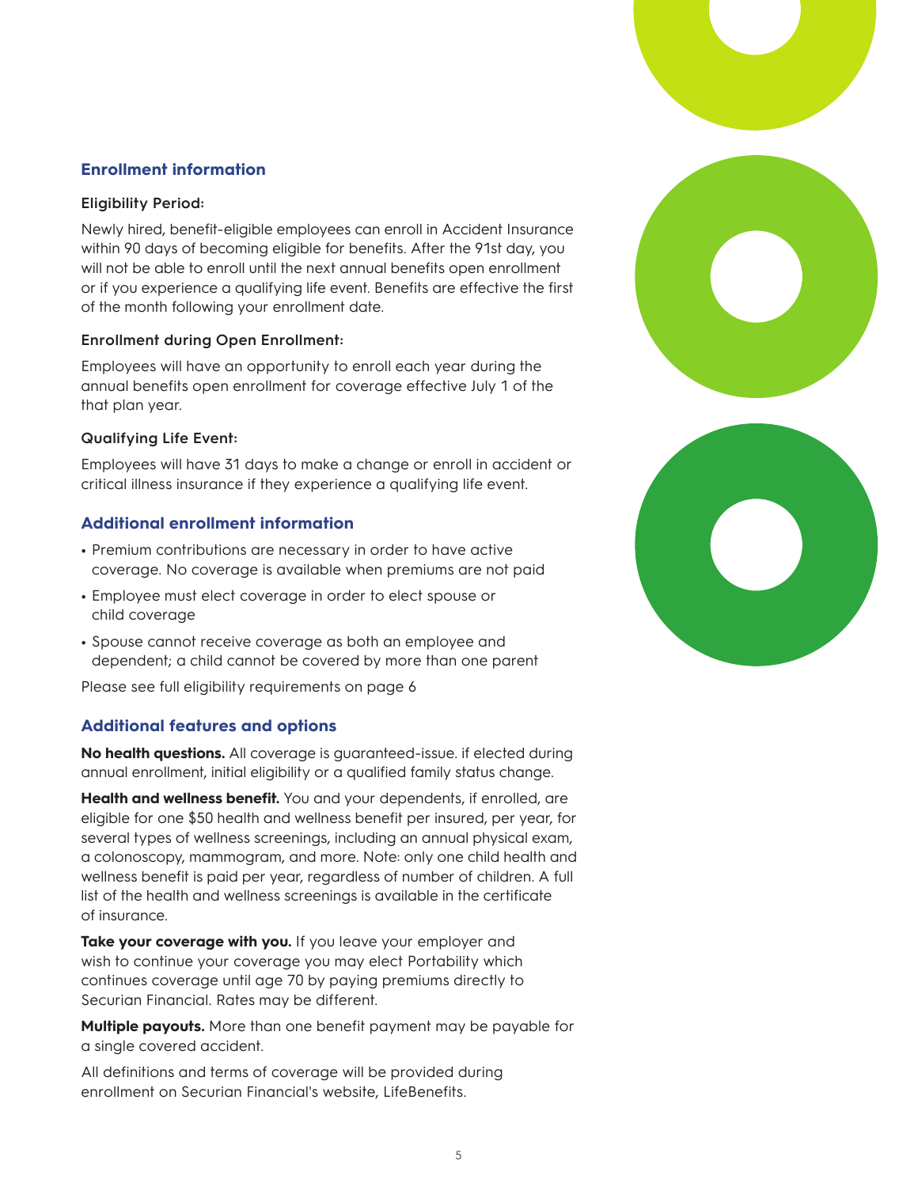## Enrollment information

### Eligibility Period:

Newly hired, benefit-eligible employees can enroll in Accident Insurance within 90 days of becoming eligible for benefits. After the 91st day, you will not be able to enroll until the next annual benefits open enrollment or if you experience a qualifying life event. Benefits are effective the first of the month following your enrollment date.

### Enrollment during Open Enrollment:

Employees will have an opportunity to enroll each year during the annual benefits open enrollment for coverage effective July 1 of the that plan year.

### Qualifying Life Event:

Employees will have 31 days to make a change or enroll in accident or critical illness insurance if they experience a qualifying life event.

## Additional enrollment information

- Premium contributions are necessary in order to have active coverage. No coverage is available when premiums are not paid
- Employee must elect coverage in order to elect spouse or child coverage
- Spouse cannot receive coverage as both an employee and dependent; a child cannot be covered by more than one parent

Please see full eligibility requirements on page 6

## Additional features and options

**No health questions.** All coverage is guaranteed-issue. if elected during annual enrollment, initial eligibility or a qualified family status change.

**Health and wellness benefit.** You and your dependents, if enrolled, are eligible for one $50 health and wellness benefit per insured, per year, for several types of wellness screenings, including an annual physical exam, a colonoscopy, mammogram, and more. Note: only one child health and wellness benefit is paid per year, regardless of number of children. A full list of the health and wellness screenings is available in the certificate of insurance.

**Take your coverage with you.** If you leave your employer and wish to continue your coverage you may elect Portability which continues coverage until age 70 by paying premiums directly to Securian Financial. Rates may be different.

**Multiple payouts.** More than one benefit payment may be payable for a single covered accident.

All definitions and terms of coverage will be provided during enrollment on Securian Financial's website, LifeBenefits.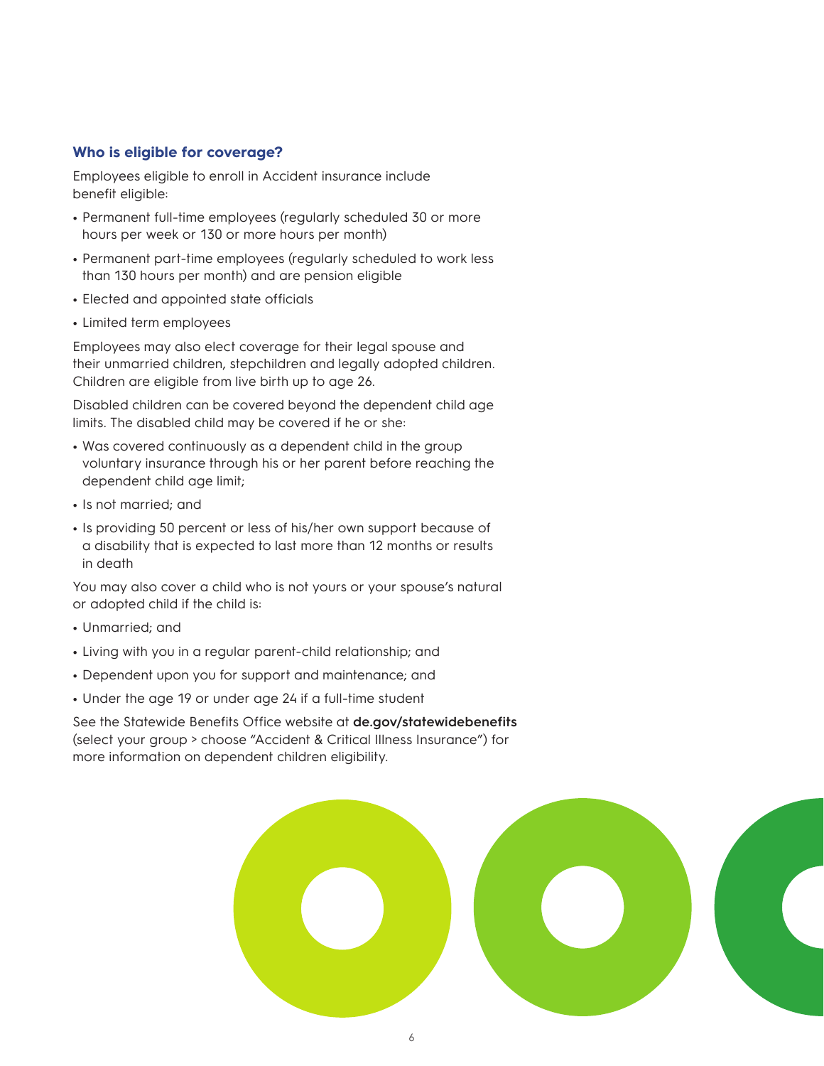### Who is eligible for coverage?

Employees eligible to enroll in Accident insurance include benefit eligible:

- Permanent full-time employees (regularly scheduled 30 or more hours per week or 130 or more hours per month)
- Permanent part-time employees (regularly scheduled to work less than 130 hours per month) and are pension eligible
- Elected and appointed state officials
- Limited term employees

Employees may also elect coverage for their legal spouse and their unmarried children, stepchildren and legally adopted children. Children are eligible from live birth up to age 26.

Disabled children can be covered beyond the dependent child age limits. The disabled child may be covered if he or she:

- Was covered continuously as a dependent child in the group voluntary insurance through his or her parent before reaching the dependent child age limit;
- Is not married; and
- Is providing 50 percent or less of his/her own support because of a disability that is expected to last more than 12 months or results in death

You may also cover a child who is not yours or your spouse's natural or adopted child if the child is:

- Unmarried; and
- Living with you in a regular parent-child relationship; and
- Dependent upon you for support and maintenance; and
- Under the age 19 or under age 24 if a full-time student

See the Statewide Benefits Office website at **de.gov/statewidebenefits** (select your group > choose "Accident & Critical Illness Insurance") for more information on dependent children eligibility.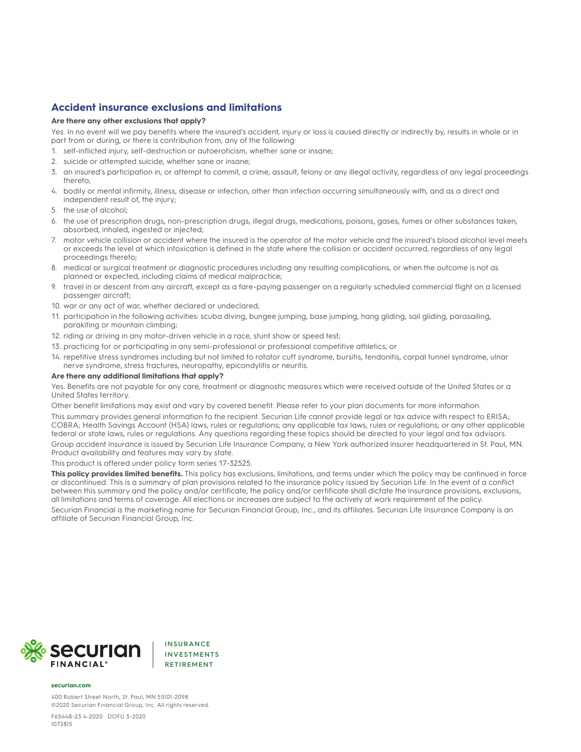## Accident insurance exclusions and limitations

**Are there any other exclusions that apply?**

Yes. In no event will we pay benefits where the insured's accident, injury or loss is caused directly or indirectly by, results in whole or in part from or during, or there is contribution from, any of the following:

1. self-inflicted injury, self-destruction or autoeroticism, whether sane or insane;
2. suicide or attempted suicide, whether sane or insane;
3. an insured's participation in, or attempt to commit, a crime, assault, felony or any illegal activity, regardless of any legal proceedings thereto;
4. bodily or mental infirmity, illness, disease or infection, other than infection occurring simultaneously with, and as a direct and independent result of, the injury;
5. the use of alcohol;
6. the use of prescription drugs, non-prescription drugs, illegal drugs, medications, poisons, gases, fumes or other substances taken, absorbed, inhaled, ingested or injected;
7. motor vehicle collision or accident where the insured is the operator of the motor vehicle and the insured's blood alcohol level meets or exceeds the level at which intoxication is defined in the state where the collision or accident occurred, regardless of any legal proceedings thereto;
8. medical or surgical treatment or diagnostic procedures including any resulting complications, or when the outcome is not as planned or expected, including claims of medical malpractice;
9. travel in or descent from any aircraft, except as a fare-paying passenger on a regularly scheduled commercial flight on a licensed passenger aircraft;
10. war or any act of war, whether declared or undeclared;
11. participation in the following activities: scuba diving, bungee jumping, base jumping, hang gliding, sail gliding, parasailing, parakiting or mountain climbing;
12. riding or driving in any motor-driven vehicle in a race, stunt show or speed test;
13. practicing for or participating in any semi-professional or professional competitive athletics; or
14. repetitive stress syndromes including but not limited to rotator cuff syndrome, bursitis, tendonitis, carpal tunnel syndrome, ulnar nerve syndrome, stress fractures, neuropathy, epicondylitis or neuritis.

**Are there any additional limitations that apply?**

Yes. Benefits are not payable for any care, treatment or diagnostic measures which were received outside of the United States or a United States territory.

Other benefit limitations may exist and vary by covered benefit. Please refer to your plan documents for more information.

This summary provides general information to the recipient. Securian Life cannot provide legal or tax advice with respect to ERISA; COBRA; Health Savings Account (HSA) laws, rules or regulations; any applicable tax laws, rules or regulations; or any other applicable federal or state laws, rules or regulations. Any questions regarding these topics should be directed to your legal and tax advisors.

Group accident insurance is issued by Securian Life Insurance Company, a New York authorized insurer headquartered in St. Paul, MN. Product availability and features may vary by state.

This product is offered under policy form series 17-32525.

**This policy provides limited benefits.** This policy has exclusions, limitations, and terms under which the policy may be continued in force or discontinued. This is a summary of plan provisions related to the insurance policy issued by Securian Life. In the event of a conflict between this summary and the policy and/or certificate, the policy and/or certificate shall dictate the insurance provisions, exclusions, all limitations and terms of coverage. All elections or increases are subject to the actively at work requirement of the policy.

Securian Financial is the marketing name for Securian Financial Group, Inc., and its affiliates. Securian Life Insurance Company is an affiliate of Securian Financial Group, Inc.

Securian FINANCIAL® | INSURANCE INVESTMENTS RETIREMENT

**securian.com**

400 Robert Street North, St. Paul, MN 55101-2098
©2020 Securian Financial Group, Inc. All rights reserved.

F65448-23 4-2020 DOFU 3-2020
1072815